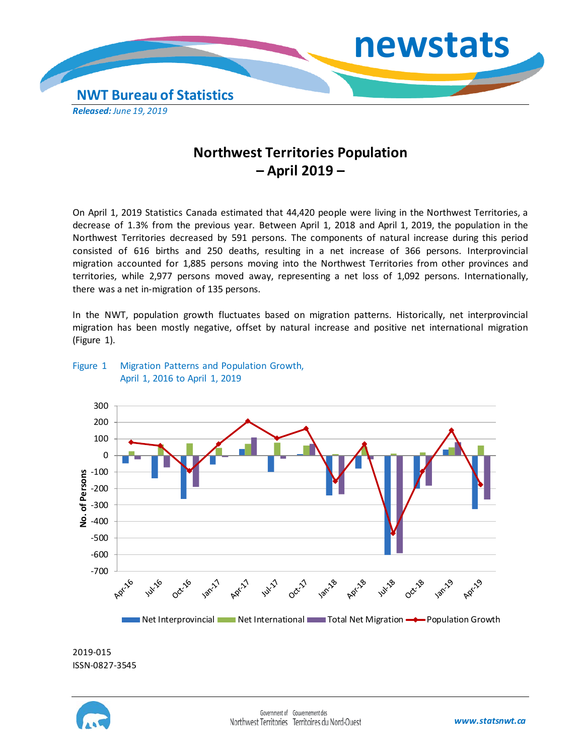newstats

NWT Bureau of Statistics

***Released:*** *June 19, 2019*

# Northwest Territories Population – April 2019 –

On April 1, 2019 Statistics Canada estimated that 44,420 people were living in the Northwest Territories, a decrease of 1.3% from the previous year. Between April 1, 2018 and April 1, 2019, the population in the Northwest Territories decreased by 591 persons. The components of natural increase during this period consisted of 616 births and 250 deaths, resulting in a net increase of 366 persons. Interprovincial migration accounted for 1,885 persons moving into the Northwest Territories from other provinces and territories, while 2,977 persons moved away, representing a net loss of 1,092 persons. Internationally, there was a net in-migration of 135 persons.

In the NWT, population growth fluctuates based on migration patterns. Historically, net interprovincial migration has been mostly negative, offset by natural increase and positive net international migration (Figure 1).

Figure 1 Migration Patterns and Population Growth, April 1, 2016 to April 1, 2019

2019-015
ISSN-0827-3545

www.statsnwt.ca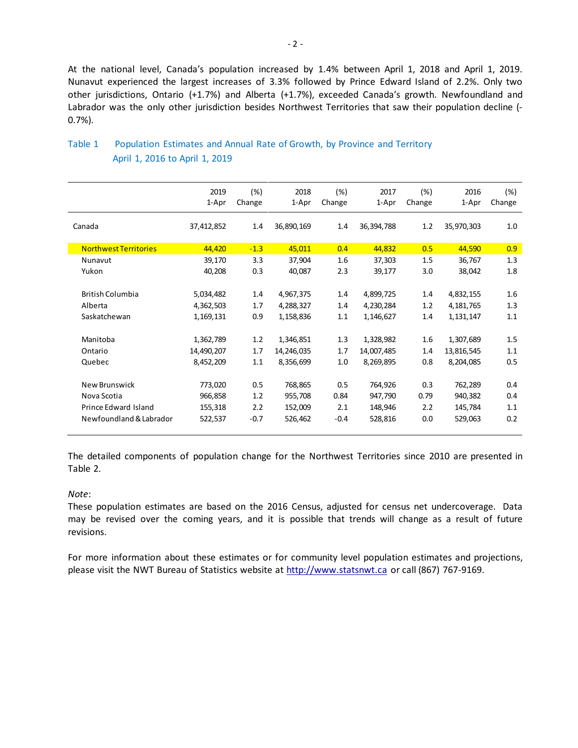At the national level, Canada's population increased by 1.4% between April 1, 2018 and April 1, 2019. Nunavut experienced the largest increases of 3.3% followed by Prince Edward Island of 2.2%. Only two other jurisdictions, Ontario (+1.7%) and Alberta (+1.7%), exceeded Canada's growth. Newfoundland and Labrador was the only other jurisdiction besides Northwest Territories that saw their population decline (-0.7%).

Table 1 Population Estimates and Annual Rate of Growth, by Province and Territory
April 1, 2016 to April 1, 2019

| | 2019 1-Apr | (%) Change | 2018 1-Apr | (%) Change | 2017 1-Apr | (%) Change | 2016 1-Apr | (%) Change |
|---|---|---|---|---|---|---|---|---|
| Canada | 37,412,852 | 1.4 | 36,890,169 | 1.4 | 36,394,788 | 1.2 | 35,970,303 | 1.0 |
| Northwest Territories | 44,420 | -1.3 | 45,011 | 0.4 | 44,832 | 0.5 | 44,590 | 0.9 |
| Nunavut | 39,170 | 3.3 | 37,904 | 1.6 | 37,303 | 1.5 | 36,767 | 1.3 |
| Yukon | 40,208 | 0.3 | 40,087 | 2.3 | 39,177 | 3.0 | 38,042 | 1.8 |
| British Columbia | 5,034,482 | 1.4 | 4,967,375 | 1.4 | 4,899,725 | 1.4 | 4,832,155 | 1.6 |
| Alberta | 4,362,503 | 1.7 | 4,288,327 | 1.4 | 4,230,284 | 1.2 | 4,181,765 | 1.3 |
| Saskatchewan | 1,169,131 | 0.9 | 1,158,836 | 1.1 | 1,146,627 | 1.4 | 1,131,147 | 1.1 |
| Manitoba | 1,362,789 | 1.2 | 1,346,851 | 1.3 | 1,328,982 | 1.6 | 1,307,689 | 1.5 |
| Ontario | 14,490,207 | 1.7 | 14,246,035 | 1.7 | 14,007,485 | 1.4 | 13,816,545 | 1.1 |
| Quebec | 8,452,209 | 1.1 | 8,356,699 | 1.0 | 8,269,895 | 0.8 | 8,204,085 | 0.5 |
| New Brunswick | 773,020 | 0.5 | 768,865 | 0.5 | 764,926 | 0.3 | 762,289 | 0.4 |
| Nova Scotia | 966,858 | 1.2 | 955,708 | 0.84 | 947,790 | 0.79 | 940,382 | 0.4 |
| Prince Edward Island | 155,318 | 2.2 | 152,009 | 2.1 | 148,946 | 2.2 | 145,784 | 1.1 |
| Newfoundland & Labrador | 522,537 | -0.7 | 526,462 | -0.4 | 528,816 | 0.0 | 529,063 | 0.2 |

The detailed components of population change for the Northwest Territories since 2010 are presented in Table 2.

*Note*:
These population estimates are based on the 2016 Census, adjusted for census net undercoverage. Data may be revised over the coming years, and it is possible that trends will change as a result of future revisions.

For more information about these estimates or for community level population estimates and projections, please visit the NWT Bureau of Statistics website at http://www.statsnwt.ca or call (867) 767-9169.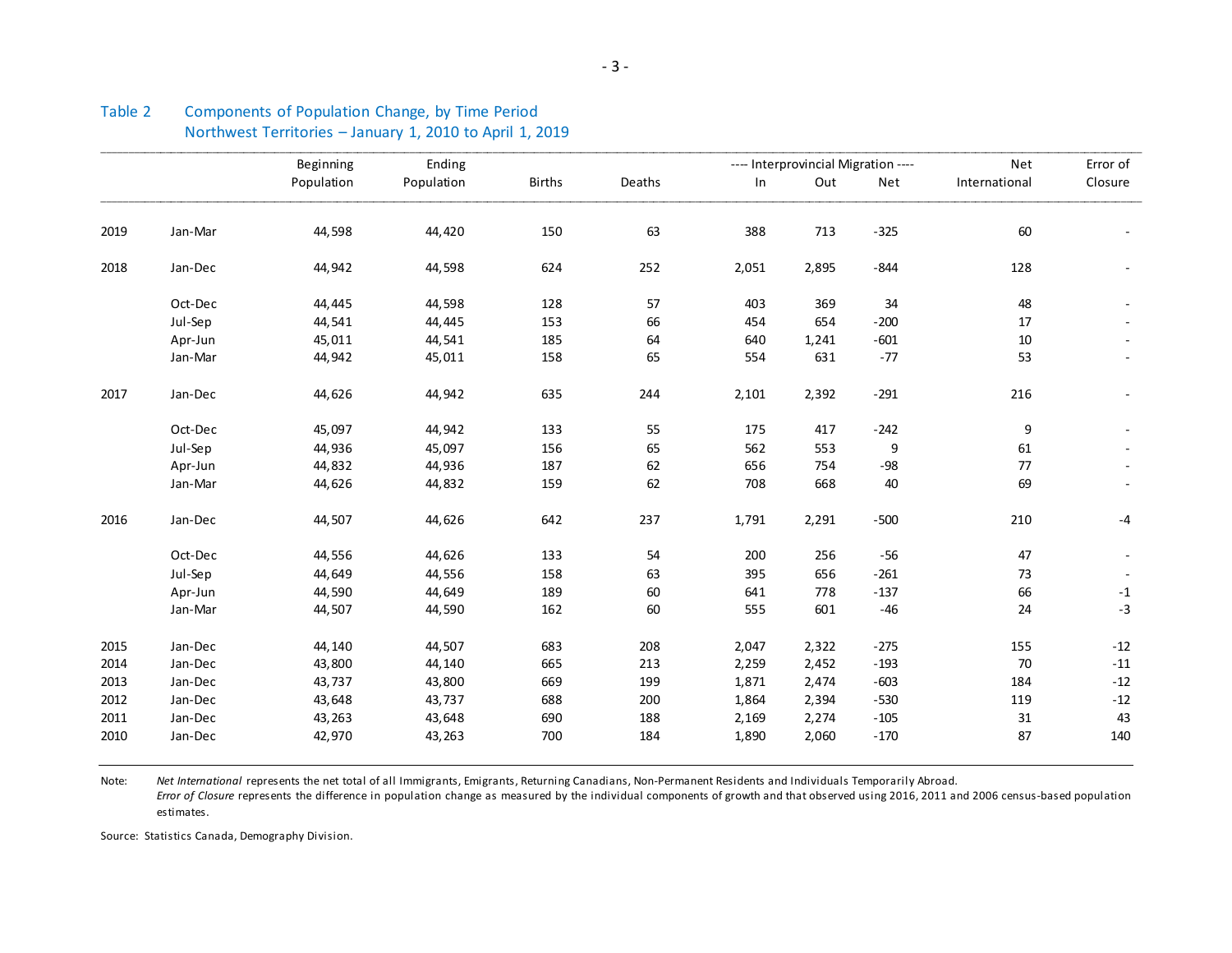## Table 2 Components of Population Change, by Time Period
### Northwest Territories – January 1, 2010 to April 1, 2019

| | | Beginning Population | Ending Population | Births | Deaths | Interprovincial Migration In | Interprovincial Migration Out | Interprovincial Migration Net | Net International | Error of Closure |
|---|---|---|---|---|---|---|---|---|---|---|
| 2019 | Jan-Mar | 44,598 | 44,420 | 150 | 63 | 388 | 713 | -325 | 60 | - |
| 2018 | Jan-Dec | 44,942 | 44,598 | 624 | 252 | 2,051 | 2,895 | -844 | 128 | - |
| | Oct-Dec | 44,445 | 44,598 | 128 | 57 | 403 | 369 | 34 | 48 | - |
| | Jul-Sep | 44,541 | 44,445 | 153 | 66 | 454 | 654 | -200 | 17 | - |
| | Apr-Jun | 45,011 | 44,541 | 185 | 64 | 640 | 1,241 | -601 | 10 | - |
| | Jan-Mar | 44,942 | 45,011 | 158 | 65 | 554 | 631 | -77 | 53 | - |
| 2017 | Jan-Dec | 44,626 | 44,942 | 635 | 244 | 2,101 | 2,392 | -291 | 216 | - |
| | Oct-Dec | 45,097 | 44,942 | 133 | 55 | 175 | 417 | -242 | 9 | - |
| | Jul-Sep | 44,936 | 45,097 | 156 | 65 | 562 | 553 | 9 | 61 | - |
| | Apr-Jun | 44,832 | 44,936 | 187 | 62 | 656 | 754 | -98 | 77 | - |
| | Jan-Mar | 44,626 | 44,832 | 159 | 62 | 708 | 668 | 40 | 69 | - |
| 2016 | Jan-Dec | 44,507 | 44,626 | 642 | 237 | 1,791 | 2,291 | -500 | 210 | -4 |
| | Oct-Dec | 44,556 | 44,626 | 133 | 54 | 200 | 256 | -56 | 47 | - |
| | Jul-Sep | 44,649 | 44,556 | 158 | 63 | 395 | 656 | -261 | 73 | - |
| | Apr-Jun | 44,590 | 44,649 | 189 | 60 | 641 | 778 | -137 | 66 | -1 |
| | Jan-Mar | 44,507 | 44,590 | 162 | 60 | 555 | 601 | -46 | 24 | -3 |
| 2015 | Jan-Dec | 44,140 | 44,507 | 683 | 208 | 2,047 | 2,322 | -275 | 155 | -12 |
| 2014 | Jan-Dec | 43,800 | 44,140 | 665 | 213 | 2,259 | 2,452 | -193 | 70 | -11 |
| 2013 | Jan-Dec | 43,737 | 43,800 | 669 | 199 | 1,871 | 2,474 | -603 | 184 | -12 |
| 2012 | Jan-Dec | 43,648 | 43,737 | 688 | 200 | 1,864 | 2,394 | -530 | 119 | -12 |
| 2011 | Jan-Dec | 43,263 | 43,648 | 690 | 188 | 2,169 | 2,274 | -105 | 31 | 43 |
| 2010 | Jan-Dec | 42,970 | 43,263 | 700 | 184 | 1,890 | 2,060 | -170 | 87 | 140 |

Note: *Net International* represents the net total of all Immigrants, Emigrants, Returning Canadians, Non-Permanent Residents and Individuals Temporarily Abroad.
*Error of Closure* represents the difference in population change as measured by the individual components of growth and that observed using 2016, 2011 and 2006 census-based population estimates.

Source: Statistics Canada, Demography Division.